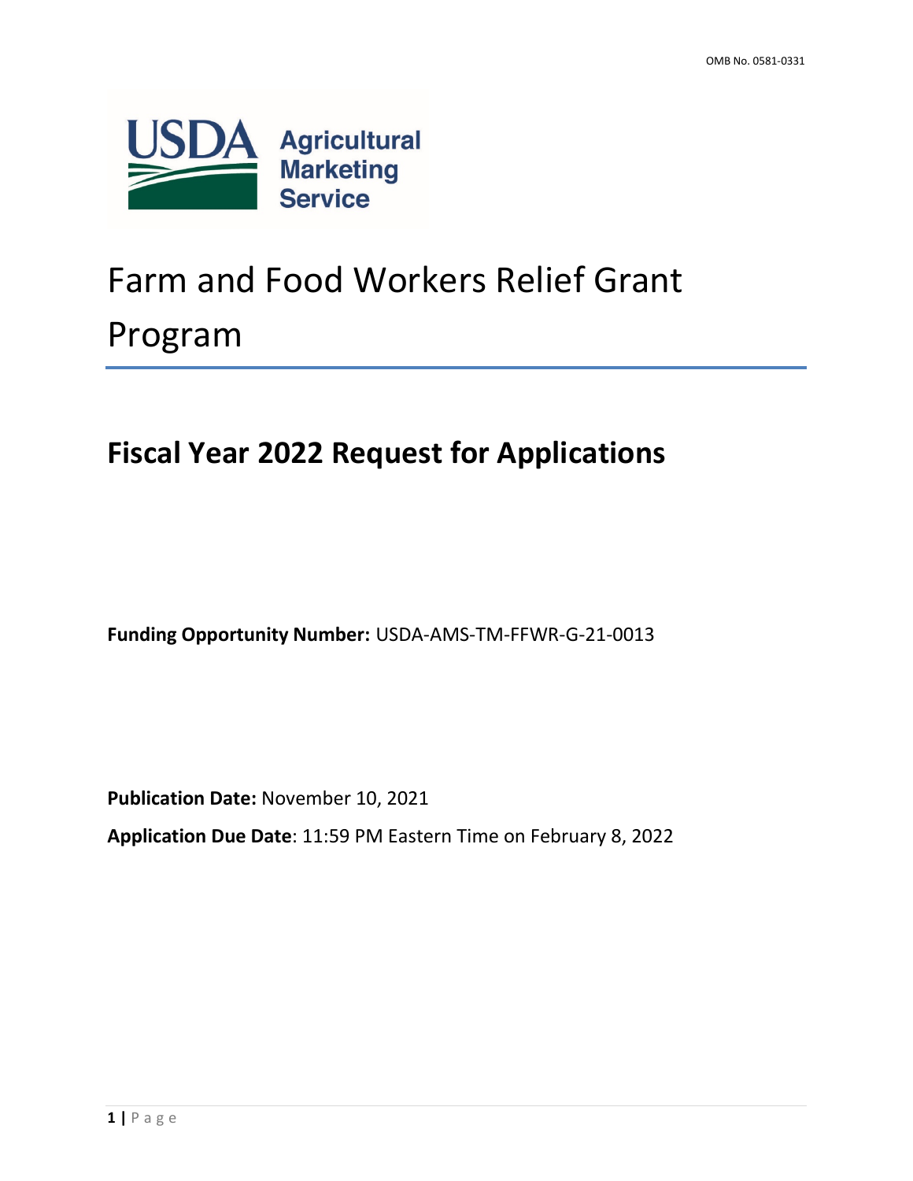OMB No. 0581-0331

USDA Agricultural Marketing Service

# Farm and Food Workers Relief Grant Program

## Fiscal Year 2022 Request for Applications

**Funding Opportunity Number:** USDA-AMS-TM-FFWR-G-21-0013

**Publication Date:** November 10, 2021

**Application Due Date**: 11:59 PM Eastern Time on February 8, 2022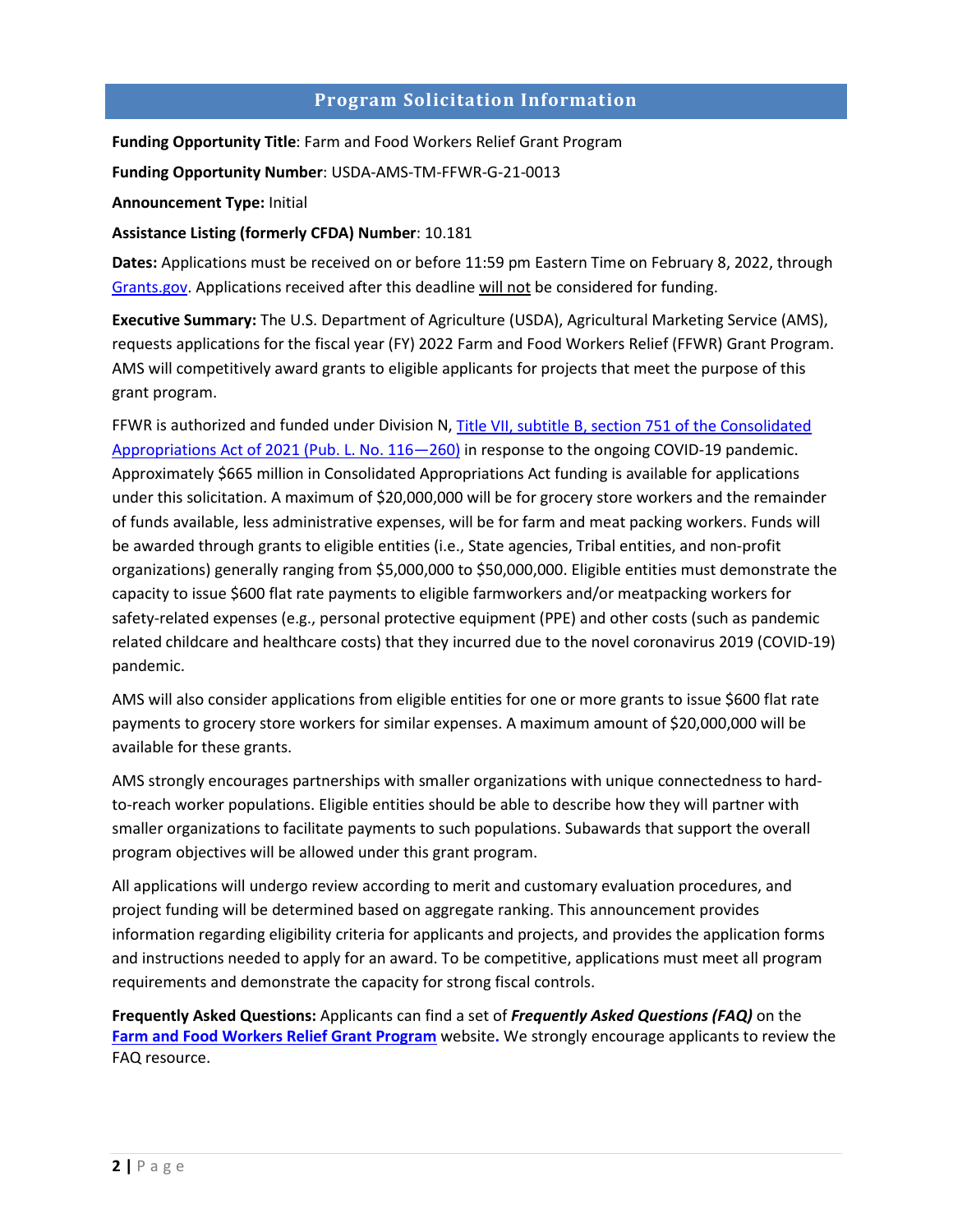## Program Solicitation Information

**Funding Opportunity Title**: Farm and Food Workers Relief Grant Program

**Funding Opportunity Number**: USDA-AMS-TM-FFWR-G-21-0013

**Announcement Type:** Initial

**Assistance Listing (formerly CFDA) Number**: 10.181

**Dates:** Applications must be received on or before 11:59 pm Eastern Time on February 8, 2022, through Grants.gov. Applications received after this deadline will not be considered for funding.

**Executive Summary:** The U.S. Department of Agriculture (USDA), Agricultural Marketing Service (AMS), requests applications for the fiscal year (FY) 2022 Farm and Food Workers Relief (FFWR) Grant Program. AMS will competitively award grants to eligible applicants for projects that meet the purpose of this grant program.

FFWR is authorized and funded under Division N, Title VII, subtitle B, section 751 of the Consolidated Appropriations Act of 2021 (Pub. L. No. 116—260) in response to the ongoing COVID-19 pandemic. Approximately $665 million in Consolidated Appropriations Act funding is available for applications under this solicitation. A maximum of $20,000,000 will be for grocery store workers and the remainder of funds available, less administrative expenses, will be for farm and meat packing workers. Funds will be awarded through grants to eligible entities (i.e., State agencies, Tribal entities, and non-profit organizations) generally ranging from $5,000,000 to $50,000,000. Eligible entities must demonstrate the capacity to issue $600 flat rate payments to eligible farmworkers and/or meatpacking workers for safety-related expenses (e.g., personal protective equipment (PPE) and other costs (such as pandemic related childcare and healthcare costs) that they incurred due to the novel coronavirus 2019 (COVID-19) pandemic.

AMS will also consider applications from eligible entities for one or more grants to issue $600 flat rate payments to grocery store workers for similar expenses. A maximum amount of $20,000,000 will be available for these grants.

AMS strongly encourages partnerships with smaller organizations with unique connectedness to hard-to-reach worker populations. Eligible entities should be able to describe how they will partner with smaller organizations to facilitate payments to such populations. Subawards that support the overall program objectives will be allowed under this grant program.

All applications will undergo review according to merit and customary evaluation procedures, and project funding will be determined based on aggregate ranking. This announcement provides information regarding eligibility criteria for applicants and projects, and provides the application forms and instructions needed to apply for an award. To be competitive, applications must meet all program requirements and demonstrate the capacity for strong fiscal controls.

**Frequently Asked Questions:** Applicants can find a set of ***Frequently Asked Questions (FAQ)*** on the **Farm and Food Workers Relief Grant Program** website**.** We strongly encourage applicants to review the FAQ resource.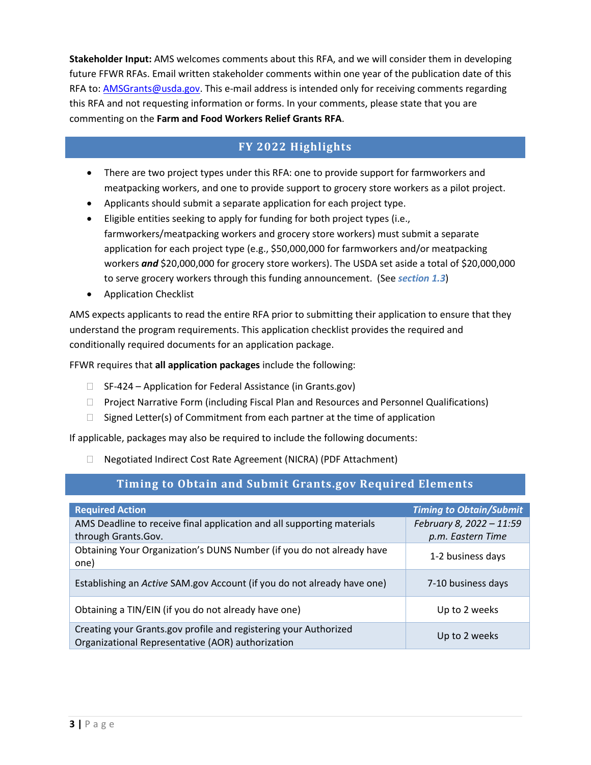**Stakeholder Input:** AMS welcomes comments about this RFA, and we will consider them in developing future FFWR RFAs. Email written stakeholder comments within one year of the publication date of this RFA to: AMSGrants@usda.gov. This e-mail address is intended only for receiving comments regarding this RFA and not requesting information or forms. In your comments, please state that you are commenting on the **Farm and Food Workers Relief Grants RFA**.

## FY 2022 Highlights

- There are two project types under this RFA: one to provide support for farmworkers and meatpacking workers, and one to provide support to grocery store workers as a pilot project.
- Applicants should submit a separate application for each project type.
- Eligible entities seeking to apply for funding for both project types (i.e., farmworkers/meatpacking workers and grocery store workers) must submit a separate application for each project type (e.g., $50,000,000 for farmworkers and/or meatpacking workers ***and*** $20,000,000 for grocery store workers). The USDA set aside a total of $20,000,000 to serve grocery workers through this funding announcement. (See ***section 1.3***)
- Application Checklist

AMS expects applicants to read the entire RFA prior to submitting their application to ensure that they understand the program requirements. This application checklist provides the required and conditionally required documents for an application package.

FFWR requires that **all application packages** include the following:

- ☐ SF-424 – Application for Federal Assistance (in Grants.gov)
- ☐ Project Narrative Form (including Fiscal Plan and Resources and Personnel Qualifications)
- ☐ Signed Letter(s) of Commitment from each partner at the time of application

If applicable, packages may also be required to include the following documents:

- ☐ Negotiated Indirect Cost Rate Agreement (NICRA) (PDF Attachment)

## Timing to Obtain and Submit Grants.gov Required Elements

| Required Action | *Timing to Obtain/Submit* |
|---|---|
| AMS Deadline to receive final application and all supporting materials through Grants.Gov. | *February 8, 2022 – 11:59 p.m. Eastern Time* |
| Obtaining Your Organization's DUNS Number (if you do not already have one) | 1-2 business days |
| Establishing an *Active* SAM.gov Account (if you do not already have one) | 7-10 business days |
| Obtaining a TIN/EIN (if you do not already have one) | Up to 2 weeks |
| Creating your Grants.gov profile and registering your Authorized Organizational Representative (AOR) authorization | Up to 2 weeks |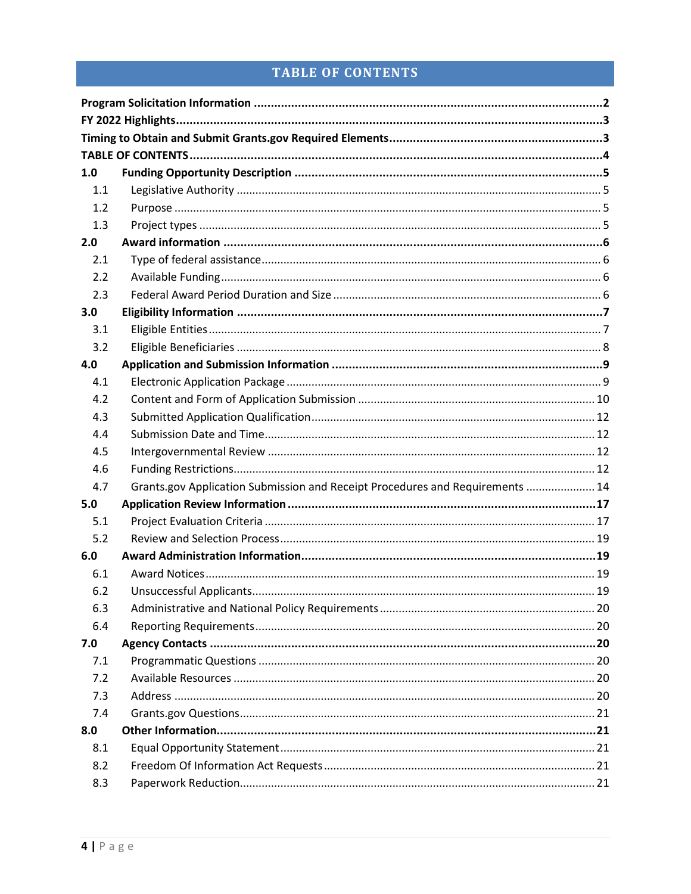# TABLE OF CONTENTS

| | | |
|---|---|---|
| **Program Solicitation Information** | | **2** |
| **FY 2022 Highlights** | | **3** |
| **Timing to Obtain and Submit Grants.gov Required Elements** | | **3** |
| **TABLE OF CONTENTS** | | **4** |
| **1.0** | **Funding Opportunity Description** | **5** |
| 1.1 | Legislative Authority | 5 |
| 1.2 | Purpose | 5 |
| 1.3 | Project types | 5 |
| **2.0** | **Award information** | **6** |
| 2.1 | Type of federal assistance | 6 |
| 2.2 | Available Funding | 6 |
| 2.3 | Federal Award Period Duration and Size | 6 |
| **3.0** | **Eligibility Information** | **7** |
| 3.1 | Eligible Entities | 7 |
| 3.2 | Eligible Beneficiaries | 8 |
| **4.0** | **Application and Submission Information** | **9** |
| 4.1 | Electronic Application Package | 9 |
| 4.2 | Content and Form of Application Submission | 10 |
| 4.3 | Submitted Application Qualification | 12 |
| 4.4 | Submission Date and Time | 12 |
| 4.5 | Intergovernmental Review | 12 |
| 4.6 | Funding Restrictions | 12 |
| 4.7 | Grants.gov Application Submission and Receipt Procedures and Requirements | 14 |
| **5.0** | **Application Review Information** | **17** |
| 5.1 | Project Evaluation Criteria | 17 |
| 5.2 | Review and Selection Process | 19 |
| **6.0** | **Award Administration Information** | **19** |
| 6.1 | Award Notices | 19 |
| 6.2 | Unsuccessful Applicants | 19 |
| 6.3 | Administrative and National Policy Requirements | 20 |
| 6.4 | Reporting Requirements | 20 |
| **7.0** | **Agency Contacts** | **20** |
| 7.1 | Programmatic Questions | 20 |
| 7.2 | Available Resources | 20 |
| 7.3 | Address | 20 |
| 7.4 | Grants.gov Questions | 21 |
| **8.0** | **Other Information** | **21** |
| 8.1 | Equal Opportunity Statement | 21 |
| 8.2 | Freedom Of Information Act Requests | 21 |
| 8.3 | Paperwork Reduction | 21 |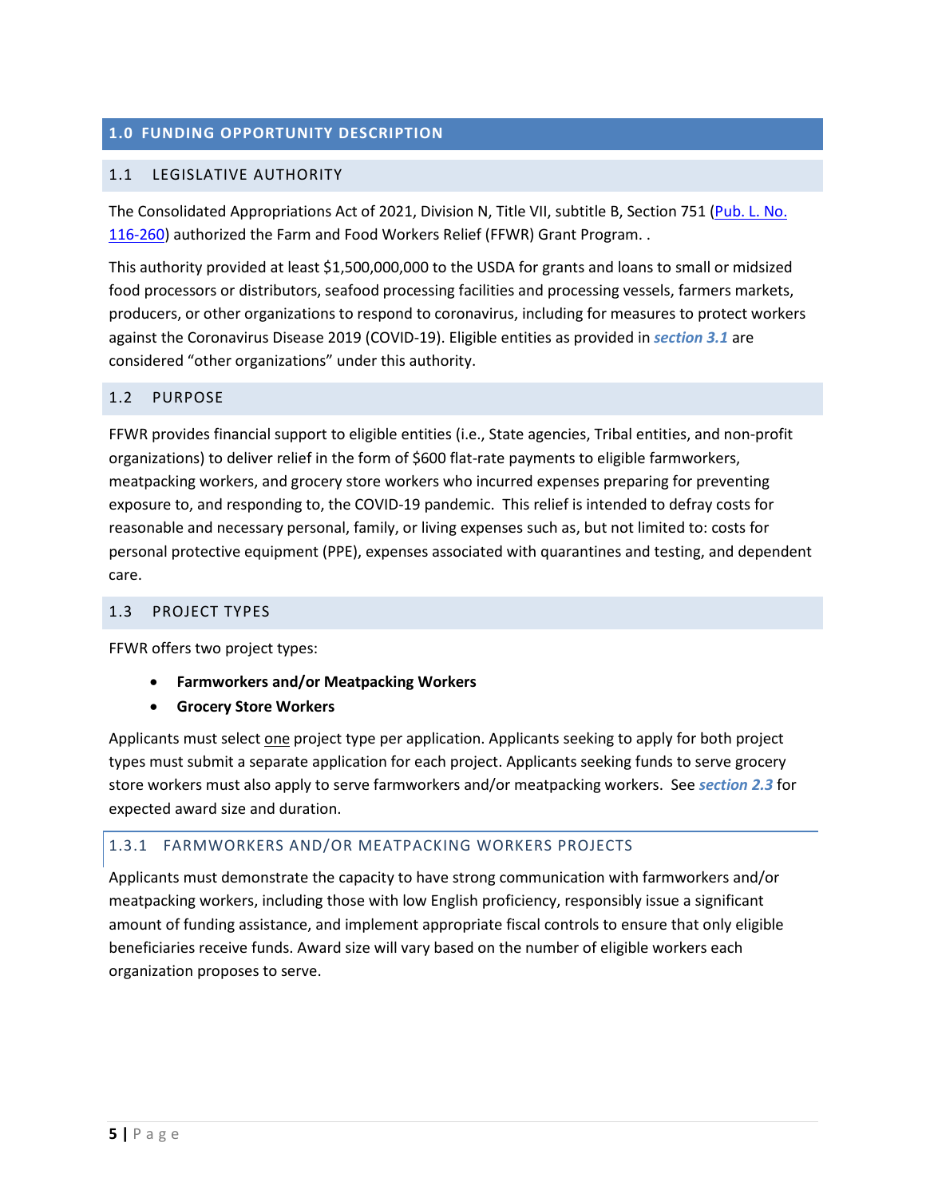# 1.0 FUNDING OPPORTUNITY DESCRIPTION

## 1.1 LEGISLATIVE AUTHORITY

The Consolidated Appropriations Act of 2021, Division N, Title VII, subtitle B, Section 751 ([Pub. L. No. 116-260](#)) authorized the Farm and Food Workers Relief (FFWR) Grant Program. .

This authority provided at least $1,500,000,000 to the USDA for grants and loans to small or midsized food processors or distributors, seafood processing facilities and processing vessels, farmers markets, producers, or other organizations to respond to coronavirus, including for measures to protect workers against the Coronavirus Disease 2019 (COVID-19). Eligible entities as provided in ***section 3.1*** are considered "other organizations" under this authority.

## 1.2 PURPOSE

FFWR provides financial support to eligible entities (i.e., State agencies, Tribal entities, and non-profit organizations) to deliver relief in the form of $600 flat-rate payments to eligible farmworkers, meatpacking workers, and grocery store workers who incurred expenses preparing for preventing exposure to, and responding to, the COVID-19 pandemic. This relief is intended to defray costs for reasonable and necessary personal, family, or living expenses such as, but not limited to: costs for personal protective equipment (PPE), expenses associated with quarantines and testing, and dependent care.

## 1.3 PROJECT TYPES

FFWR offers two project types:

- **Farmworkers and/or Meatpacking Workers**
- **Grocery Store Workers**

Applicants must select one project type per application. Applicants seeking to apply for both project types must submit a separate application for each project. Applicants seeking funds to serve grocery store workers must also apply to serve farmworkers and/or meatpacking workers. See ***section 2.3*** for expected award size and duration.

### 1.3.1 FARMWORKERS AND/OR MEATPACKING WORKERS PROJECTS

Applicants must demonstrate the capacity to have strong communication with farmworkers and/or meatpacking workers, including those with low English proficiency, responsibly issue a significant amount of funding assistance, and implement appropriate fiscal controls to ensure that only eligible beneficiaries receive funds. Award size will vary based on the number of eligible workers each organization proposes to serve.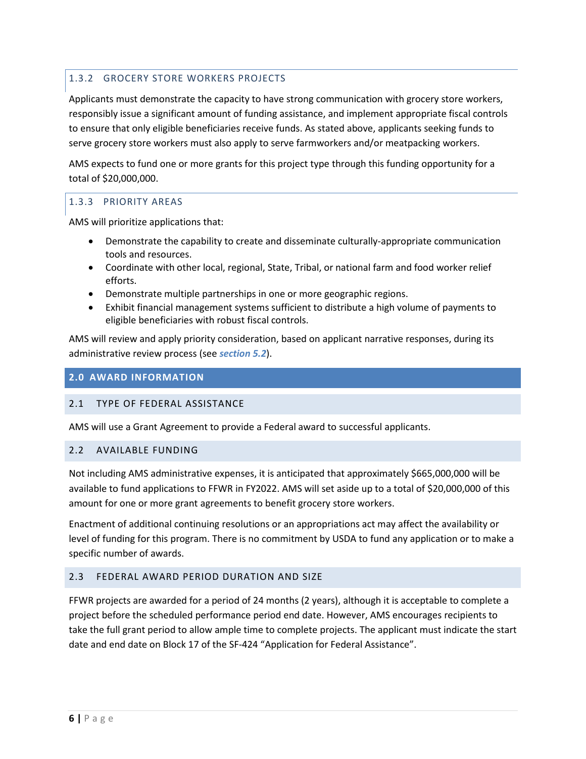### 1.3.2 GROCERY STORE WORKERS PROJECTS

Applicants must demonstrate the capacity to have strong communication with grocery store workers, responsibly issue a significant amount of funding assistance, and implement appropriate fiscal controls to ensure that only eligible beneficiaries receive funds. As stated above, applicants seeking funds to serve grocery store workers must also apply to serve farmworkers and/or meatpacking workers.

AMS expects to fund one or more grants for this project type through this funding opportunity for a total of $20,000,000.

### 1.3.3 PRIORITY AREAS

AMS will prioritize applications that:

- Demonstrate the capability to create and disseminate culturally-appropriate communication tools and resources.
- Coordinate with other local, regional, State, Tribal, or national farm and food worker relief efforts.
- Demonstrate multiple partnerships in one or more geographic regions.
- Exhibit financial management systems sufficient to distribute a high volume of payments to eligible beneficiaries with robust fiscal controls.

AMS will review and apply priority consideration, based on applicant narrative responses, during its administrative review process (see ***section 5.2***).

# 2.0 AWARD INFORMATION

## 2.1 TYPE OF FEDERAL ASSISTANCE

AMS will use a Grant Agreement to provide a Federal award to successful applicants.

## 2.2 AVAILABLE FUNDING

Not including AMS administrative expenses, it is anticipated that approximately $665,000,000 will be available to fund applications to FFWR in FY2022. AMS will set aside up to a total of $20,000,000 of this amount for one or more grant agreements to benefit grocery store workers.

Enactment of additional continuing resolutions or an appropriations act may affect the availability or level of funding for this program. There is no commitment by USDA to fund any application or to make a specific number of awards.

## 2.3 FEDERAL AWARD PERIOD DURATION AND SIZE

FFWR projects are awarded for a period of 24 months (2 years), although it is acceptable to complete a project before the scheduled performance period end date. However, AMS encourages recipients to take the full grant period to allow ample time to complete projects. The applicant must indicate the start date and end date on Block 17 of the SF-424 “Application for Federal Assistance”.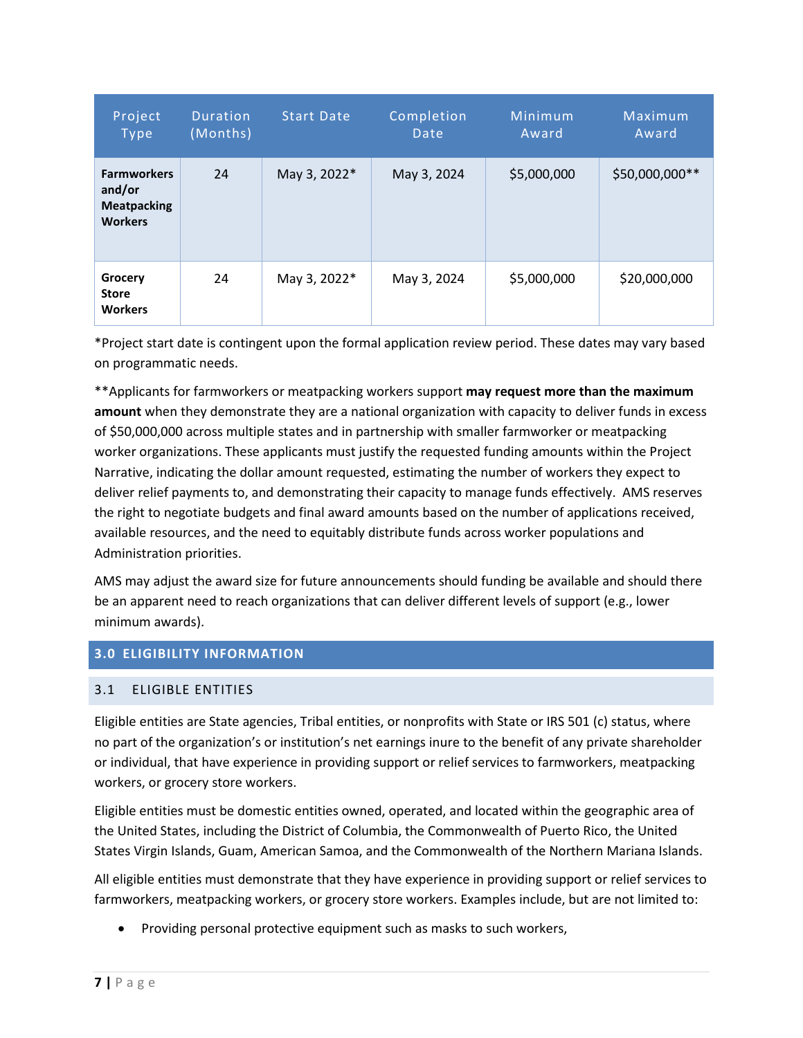| Project Type | Duration (Months) | Start Date | Completion Date | Minimum Award | Maximum Award |
|---|---|---|---|---|---|
| **Farmworkers and/or Meatpacking Workers** | 24 | May 3, 2022* | May 3, 2024 | $5,000,000 | $50,000,000** |
| **Grocery Store Workers** | 24 | May 3, 2022* | May 3, 2024 | $5,000,000 | $20,000,000 |

*Project start date is contingent upon the formal application review period. These dates may vary based on programmatic needs.

**Applicants for farmworkers or meatpacking workers support **may request more than the maximum amount** when they demonstrate they are a national organization with capacity to deliver funds in excess of $50,000,000 across multiple states and in partnership with smaller farmworker or meatpacking worker organizations. These applicants must justify the requested funding amounts within the Project Narrative, indicating the dollar amount requested, estimating the number of workers they expect to deliver relief payments to, and demonstrating their capacity to manage funds effectively. AMS reserves the right to negotiate budgets and final award amounts based on the number of applications received, available resources, and the need to equitably distribute funds across worker populations and Administration priorities.

AMS may adjust the award size for future announcements should funding be available and should there be an apparent need to reach organizations that can deliver different levels of support (e.g., lower minimum awards).

## 3.0 ELIGIBILITY INFORMATION

### 3.1 ELIGIBLE ENTITIES

Eligible entities are State agencies, Tribal entities, or nonprofits with State or IRS 501 (c) status, where no part of the organization's or institution's net earnings inure to the benefit of any private shareholder or individual, that have experience in providing support or relief services to farmworkers, meatpacking workers, or grocery store workers.

Eligible entities must be domestic entities owned, operated, and located within the geographic area of the United States, including the District of Columbia, the Commonwealth of Puerto Rico, the United States Virgin Islands, Guam, American Samoa, and the Commonwealth of the Northern Mariana Islands.

All eligible entities must demonstrate that they have experience in providing support or relief services to farmworkers, meatpacking workers, or grocery store workers. Examples include, but are not limited to:

- Providing personal protective equipment such as masks to such workers,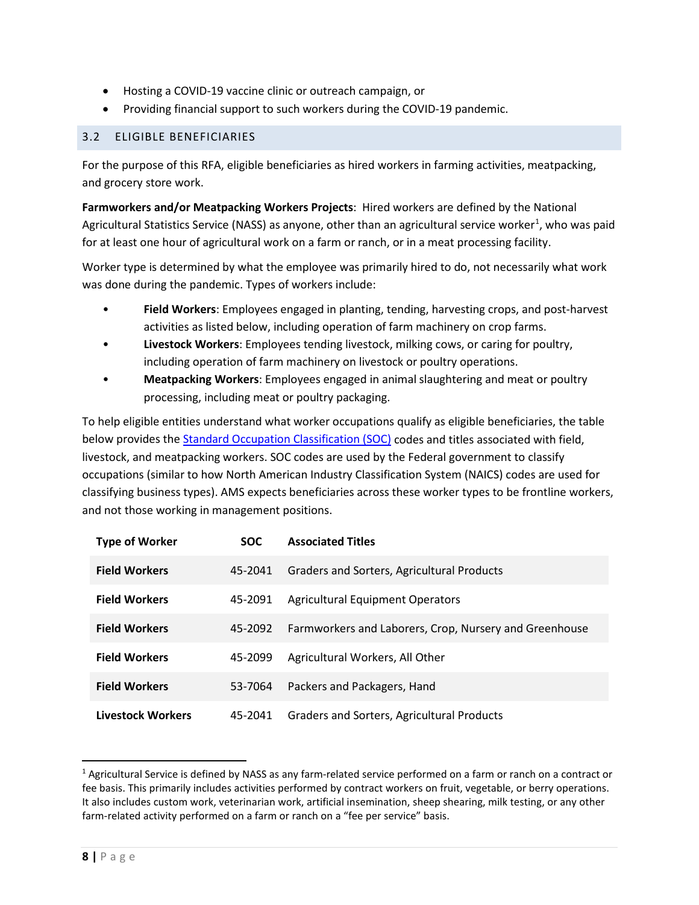- Hosting a COVID-19 vaccine clinic or outreach campaign, or
- Providing financial support to such workers during the COVID-19 pandemic.

### 3.2 ELIGIBLE BENEFICIARIES

For the purpose of this RFA, eligible beneficiaries as hired workers in farming activities, meatpacking, and grocery store work.

**Farmworkers and/or Meatpacking Workers Projects**: Hired workers are defined by the National Agricultural Statistics Service (NASS) as anyone, other than an agricultural service worker[1], who was paid for at least one hour of agricultural work on a farm or ranch, or in a meat processing facility.

Worker type is determined by what the employee was primarily hired to do, not necessarily what work was done during the pandemic. Types of workers include:

- **Field Workers**: Employees engaged in planting, tending, harvesting crops, and post-harvest activities as listed below, including operation of farm machinery on crop farms.
- **Livestock Workers**: Employees tending livestock, milking cows, or caring for poultry, including operation of farm machinery on livestock or poultry operations.
- **Meatpacking Workers**: Employees engaged in animal slaughtering and meat or poultry processing, including meat or poultry packaging.

To help eligible entities understand what worker occupations qualify as eligible beneficiaries, the table below provides the [Standard Occupation Classification (SOC)]() codes and titles associated with field, livestock, and meatpacking workers. SOC codes are used by the Federal government to classify occupations (similar to how North American Industry Classification System (NAICS) codes are used for classifying business types). AMS expects beneficiaries across these worker types to be frontline workers, and not those working in management positions.

| Type of Worker | SOC | Associated Titles |
|---|---|---|
| **Field Workers** | 45-2041 | Graders and Sorters, Agricultural Products |
| **Field Workers** | 45-2091 | Agricultural Equipment Operators |
| **Field Workers** | 45-2092 | Farmworkers and Laborers, Crop, Nursery and Greenhouse |
| **Field Workers** | 45-2099 | Agricultural Workers, All Other |
| **Field Workers** | 53-7064 | Packers and Packagers, Hand |
| **Livestock Workers** | 45-2041 | Graders and Sorters, Agricultural Products |

[1] Agricultural Service is defined by NASS as any farm-related service performed on a farm or ranch on a contract or fee basis. This primarily includes activities performed by contract workers on fruit, vegetable, or berry operations. It also includes custom work, veterinarian work, artificial insemination, sheep shearing, milk testing, or any other farm-related activity performed on a farm or ranch on a "fee per service" basis.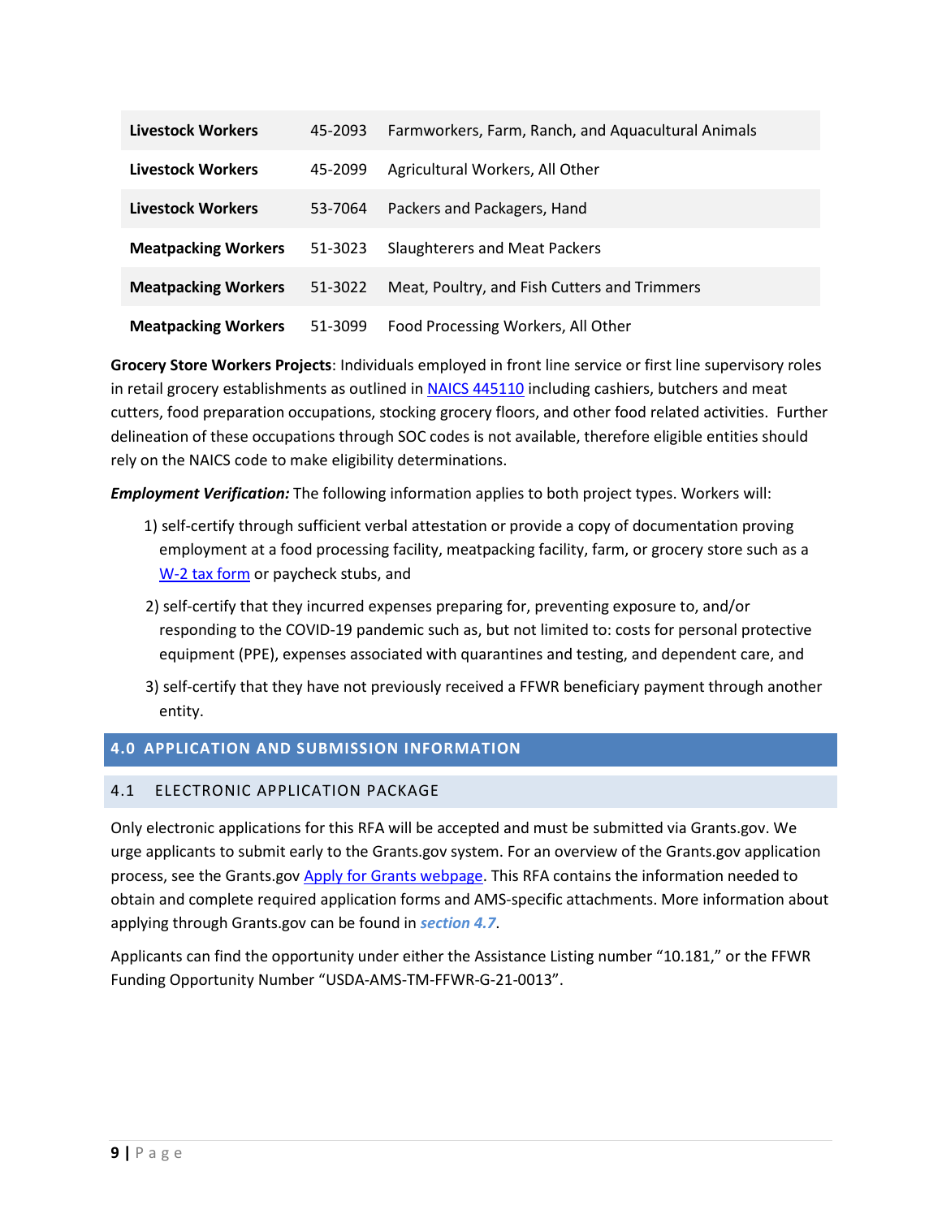| | | |
|---|---|---|
| **Livestock Workers** | 45-2093 | Farmworkers, Farm, Ranch, and Aquacultural Animals |
| **Livestock Workers** | 45-2099 | Agricultural Workers, All Other |
| **Livestock Workers** | 53-7064 | Packers and Packagers, Hand |
| **Meatpacking Workers** | 51-3023 | Slaughterers and Meat Packers |
| **Meatpacking Workers** | 51-3022 | Meat, Poultry, and Fish Cutters and Trimmers |
| **Meatpacking Workers** | 51-3099 | Food Processing Workers, All Other |

**Grocery Store Workers Projects**: Individuals employed in front line service or first line supervisory roles in retail grocery establishments as outlined in NAICS 445110 including cashiers, butchers and meat cutters, food preparation occupations, stocking grocery floors, and other food related activities. Further delineation of these occupations through SOC codes is not available, therefore eligible entities should rely on the NAICS code to make eligibility determinations.

***Employment Verification:*** The following information applies to both project types. Workers will:

1) self-certify through sufficient verbal attestation or provide a copy of documentation proving employment at a food processing facility, meatpacking facility, farm, or grocery store such as a W-2 tax form or paycheck stubs, and
2) self-certify that they incurred expenses preparing for, preventing exposure to, and/or responding to the COVID-19 pandemic such as, but not limited to: costs for personal protective equipment (PPE), expenses associated with quarantines and testing, and dependent care, and
3) self-certify that they have not previously received a FFWR beneficiary payment through another entity.

# 4.0 APPLICATION AND SUBMISSION INFORMATION

## 4.1 ELECTRONIC APPLICATION PACKAGE

Only electronic applications for this RFA will be accepted and must be submitted via Grants.gov. We urge applicants to submit early to the Grants.gov system. For an overview of the Grants.gov application process, see the Grants.gov Apply for Grants webpage. This RFA contains the information needed to obtain and complete required application forms and AMS-specific attachments. More information about applying through Grants.gov can be found in *section 4.7*.

Applicants can find the opportunity under either the Assistance Listing number "10.181," or the FFWR Funding Opportunity Number "USDA-AMS-TM-FFWR-G-21-0013".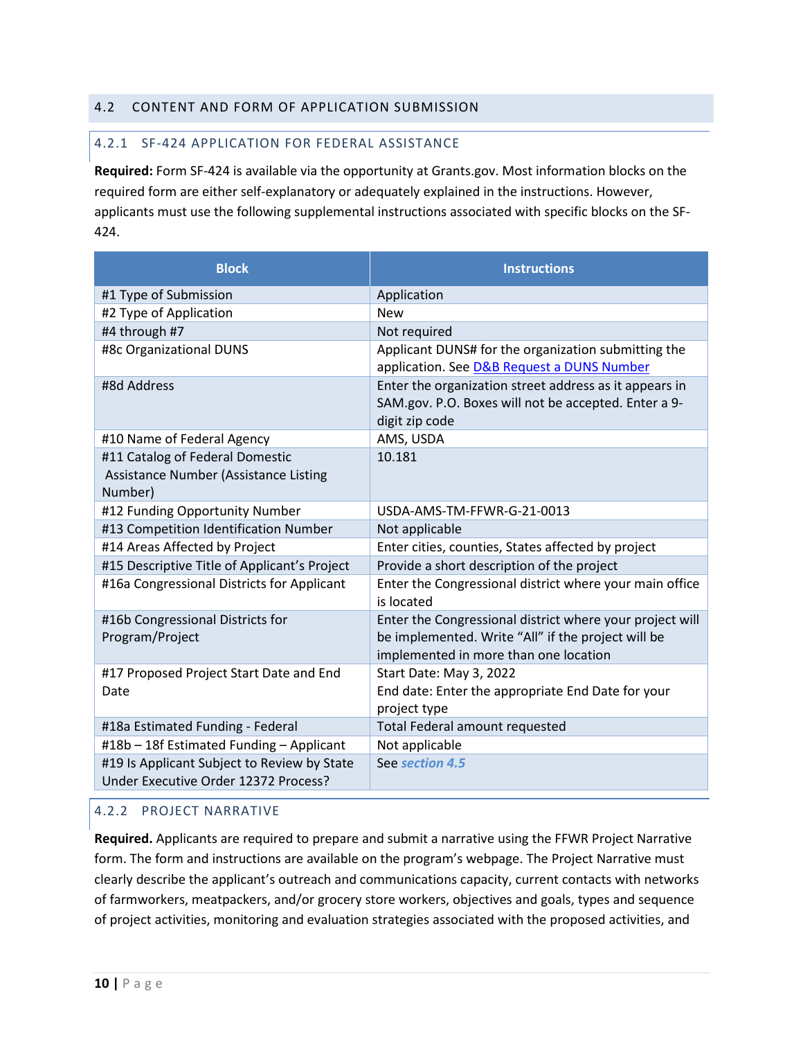## 4.2 CONTENT AND FORM OF APPLICATION SUBMISSION

### 4.2.1 SF-424 APPLICATION FOR FEDERAL ASSISTANCE

**Required:** Form SF-424 is available via the opportunity at Grants.gov. Most information blocks on the required form are either self-explanatory or adequately explained in the instructions. However, applicants must use the following supplemental instructions associated with specific blocks on the SF-424.

| Block | Instructions |
|---|---|
| #1 Type of Submission | Application |
| #2 Type of Application | New |
| #4 through #7 | Not required |
| #8c Organizational DUNS | Applicant DUNS# for the organization submitting the application. See [D&B Request a DUNS Number]() |
| #8d Address | Enter the organization street address as it appears in SAM.gov. P.O. Boxes will not be accepted. Enter a 9-digit zip code |
| #10 Name of Federal Agency | AMS, USDA |
| #11 Catalog of Federal Domestic Assistance Number (Assistance Listing Number) | 10.181 |
| #12 Funding Opportunity Number | USDA-AMS-TM-FFWR-G-21-0013 |
| #13 Competition Identification Number | Not applicable |
| #14 Areas Affected by Project | Enter cities, counties, States affected by project |
| #15 Descriptive Title of Applicant's Project | Provide a short description of the project |
| #16a Congressional Districts for Applicant | Enter the Congressional district where your main office is located |
| #16b Congressional Districts for Program/Project | Enter the Congressional district where your project will be implemented. Write "All" if the project will be implemented in more than one location |
| #17 Proposed Project Start Date and End Date | Start Date: May 3, 2022<br>End date: Enter the appropriate End Date for your project type |
| #18a Estimated Funding - Federal | Total Federal amount requested |
| #18b – 18f Estimated Funding – Applicant | Not applicable |
| #19 Is Applicant Subject to Review by State Under Executive Order 12372 Process? | See *section 4.5* |

### 4.2.2 PROJECT NARRATIVE

**Required.** Applicants are required to prepare and submit a narrative using the FFWR Project Narrative form. The form and instructions are available on the program's webpage. The Project Narrative must clearly describe the applicant's outreach and communications capacity, current contacts with networks of farmworkers, meatpackers, and/or grocery store workers, objectives and goals, types and sequence of project activities, monitoring and evaluation strategies associated with the proposed activities, and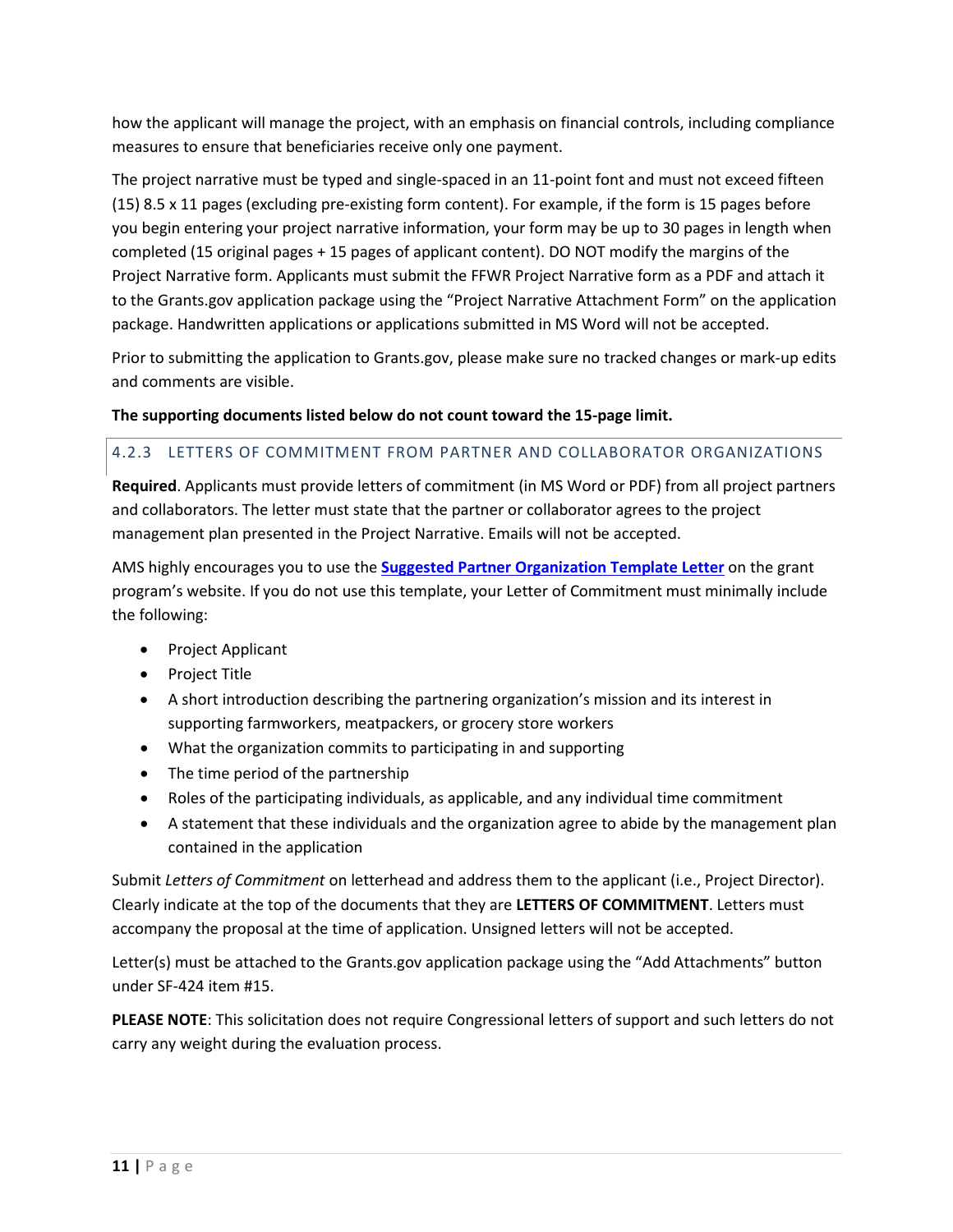how the applicant will manage the project, with an emphasis on financial controls, including compliance measures to ensure that beneficiaries receive only one payment.

The project narrative must be typed and single-spaced in an 11-point font and must not exceed fifteen (15) 8.5 x 11 pages (excluding pre-existing form content). For example, if the form is 15 pages before you begin entering your project narrative information, your form may be up to 30 pages in length when completed (15 original pages + 15 pages of applicant content). DO NOT modify the margins of the Project Narrative form. Applicants must submit the FFWR Project Narrative form as a PDF and attach it to the Grants.gov application package using the "Project Narrative Attachment Form" on the application package. Handwritten applications or applications submitted in MS Word will not be accepted.

Prior to submitting the application to Grants.gov, please make sure no tracked changes or mark-up edits and comments are visible.

**The supporting documents listed below do not count toward the 15-page limit.**

### 4.2.3 LETTERS OF COMMITMENT FROM PARTNER AND COLLABORATOR ORGANIZATIONS

**Required**. Applicants must provide letters of commitment (in MS Word or PDF) from all project partners and collaborators. The letter must state that the partner or collaborator agrees to the project management plan presented in the Project Narrative. Emails will not be accepted.

AMS highly encourages you to use the **Suggested Partner Organization Template Letter** on the grant program's website. If you do not use this template, your Letter of Commitment must minimally include the following:

- Project Applicant
- Project Title
- A short introduction describing the partnering organization's mission and its interest in supporting farmworkers, meatpackers, or grocery store workers
- What the organization commits to participating in and supporting
- The time period of the partnership
- Roles of the participating individuals, as applicable, and any individual time commitment
- A statement that these individuals and the organization agree to abide by the management plan contained in the application

Submit *Letters of Commitment* on letterhead and address them to the applicant (i.e., Project Director). Clearly indicate at the top of the documents that they are **LETTERS OF COMMITMENT**. Letters must accompany the proposal at the time of application. Unsigned letters will not be accepted.

Letter(s) must be attached to the Grants.gov application package using the "Add Attachments" button under SF-424 item #15.

**PLEASE NOTE**: This solicitation does not require Congressional letters of support and such letters do not carry any weight during the evaluation process.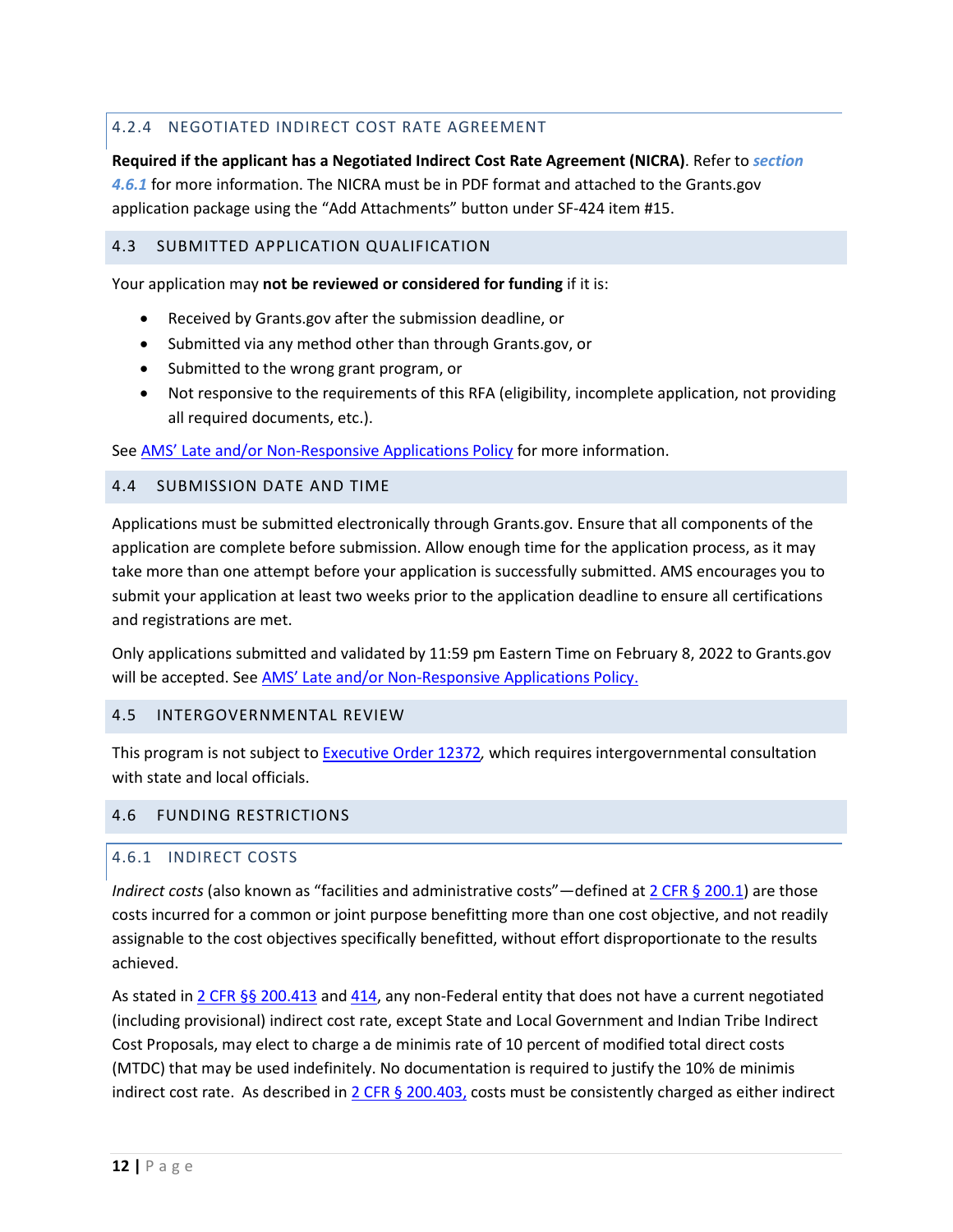#### 4.2.4 NEGOTIATED INDIRECT COST RATE AGREEMENT

**Required if the applicant has a Negotiated Indirect Cost Rate Agreement (NICRA)**. Refer to ***section 4.6.1*** for more information. The NICRA must be in PDF format and attached to the Grants.gov application package using the "Add Attachments" button under SF-424 item #15.

### 4.3 SUBMITTED APPLICATION QUALIFICATION

Your application may **not be reviewed or considered for funding** if it is:

- Received by Grants.gov after the submission deadline, or
- Submitted via any method other than through Grants.gov, or
- Submitted to the wrong grant program, or
- Not responsive to the requirements of this RFA (eligibility, incomplete application, not providing all required documents, etc.).

See AMS' Late and/or Non-Responsive Applications Policy for more information.

### 4.4 SUBMISSION DATE AND TIME

Applications must be submitted electronically through Grants.gov. Ensure that all components of the application are complete before submission. Allow enough time for the application process, as it may take more than one attempt before your application is successfully submitted. AMS encourages you to submit your application at least two weeks prior to the application deadline to ensure all certifications and registrations are met.

Only applications submitted and validated by 11:59 pm Eastern Time on February 8, 2022 to Grants.gov will be accepted. See AMS' Late and/or Non-Responsive Applications Policy.

### 4.5 INTERGOVERNMENTAL REVIEW

This program is not subject to Executive Order 12372, which requires intergovernmental consultation with state and local officials.

### 4.6 FUNDING RESTRICTIONS

#### 4.6.1 INDIRECT COSTS

*Indirect costs* (also known as "facilities and administrative costs"—defined at 2 CFR § 200.1) are those costs incurred for a common or joint purpose benefitting more than one cost objective, and not readily assignable to the cost objectives specifically benefitted, without effort disproportionate to the results achieved.

As stated in 2 CFR §§ 200.413 and 414, any non-Federal entity that does not have a current negotiated (including provisional) indirect cost rate, except State and Local Government and Indian Tribe Indirect Cost Proposals, may elect to charge a de minimis rate of 10 percent of modified total direct costs (MTDC) that may be used indefinitely. No documentation is required to justify the 10% de minimis indirect cost rate. As described in 2 CFR § 200.403, costs must be consistently charged as either indirect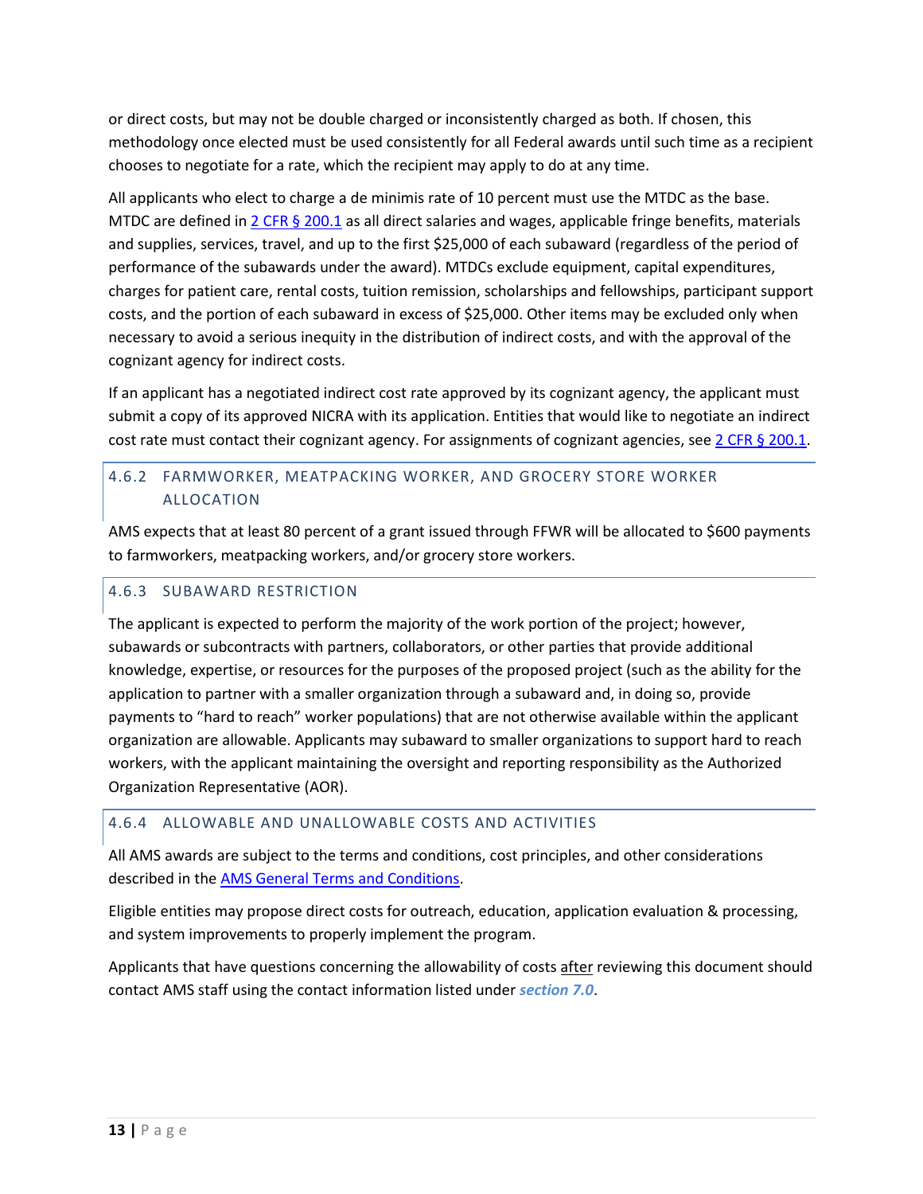or direct costs, but may not be double charged or inconsistently charged as both. If chosen, this methodology once elected must be used consistently for all Federal awards until such time as a recipient chooses to negotiate for a rate, which the recipient may apply to do at any time.

All applicants who elect to charge a de minimis rate of 10 percent must use the MTDC as the base. MTDC are defined in [2 CFR § 200.1] as all direct salaries and wages, applicable fringe benefits, materials and supplies, services, travel, and up to the first $25,000 of each subaward (regardless of the period of performance of the subawards under the award). MTDCs exclude equipment, capital expenditures, charges for patient care, rental costs, tuition remission, scholarships and fellowships, participant support costs, and the portion of each subaward in excess of $25,000. Other items may be excluded only when necessary to avoid a serious inequity in the distribution of indirect costs, and with the approval of the cognizant agency for indirect costs.

If an applicant has a negotiated indirect cost rate approved by its cognizant agency, the applicant must submit a copy of its approved NICRA with its application. Entities that would like to negotiate an indirect cost rate must contact their cognizant agency. For assignments of cognizant agencies, see [2 CFR § 200.1].

### 4.6.2 FARMWORKER, MEATPACKING WORKER, AND GROCERY STORE WORKER ALLOCATION

AMS expects that at least 80 percent of a grant issued through FFWR will be allocated to $600 payments to farmworkers, meatpacking workers, and/or grocery store workers.

### 4.6.3 SUBAWARD RESTRICTION

The applicant is expected to perform the majority of the work portion of the project; however, subawards or subcontracts with partners, collaborators, or other parties that provide additional knowledge, expertise, or resources for the purposes of the proposed project (such as the ability for the application to partner with a smaller organization through a subaward and, in doing so, provide payments to “hard to reach” worker populations) that are not otherwise available within the applicant organization are allowable. Applicants may subaward to smaller organizations to support hard to reach workers, with the applicant maintaining the oversight and reporting responsibility as the Authorized Organization Representative (AOR).

### 4.6.4 ALLOWABLE AND UNALLOWABLE COSTS AND ACTIVITIES

All AMS awards are subject to the terms and conditions, cost principles, and other considerations described in the [AMS General Terms and Conditions].

Eligible entities may propose direct costs for outreach, education, application evaluation & processing, and system improvements to properly implement the program.

Applicants that have questions concerning the allowability of costs after reviewing this document should contact AMS staff using the contact information listed under ***section 7.0***.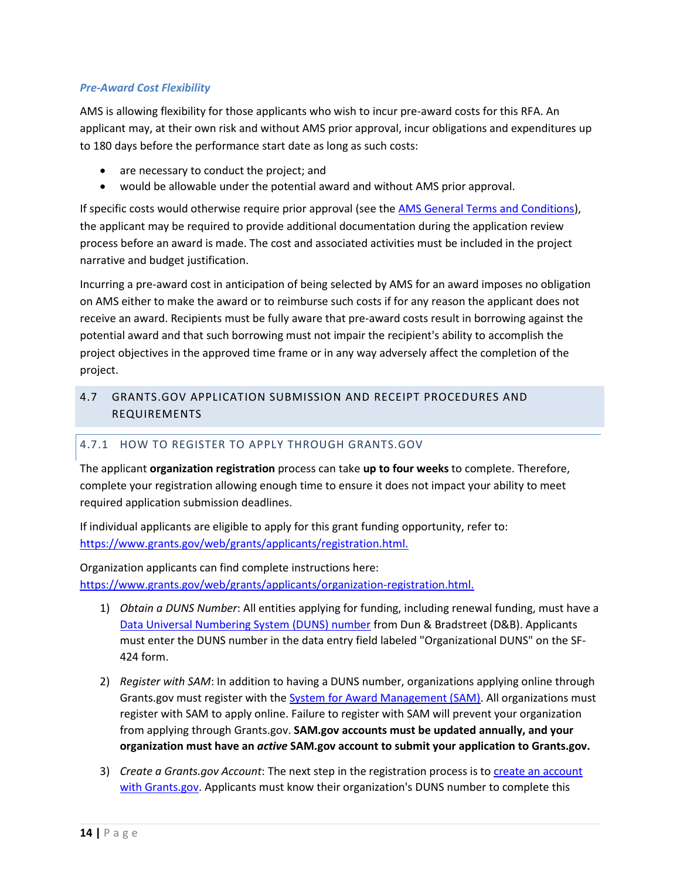### *Pre-Award Cost Flexibility*

AMS is allowing flexibility for those applicants who wish to incur pre-award costs for this RFA. An applicant may, at their own risk and without AMS prior approval, incur obligations and expenditures up to 180 days before the performance start date as long as such costs:

- are necessary to conduct the project; and
- would be allowable under the potential award and without AMS prior approval.

If specific costs would otherwise require prior approval (see the [AMS General Terms and Conditions]()), the applicant may be required to provide additional documentation during the application review process before an award is made. The cost and associated activities must be included in the project narrative and budget justification.

Incurring a pre-award cost in anticipation of being selected by AMS for an award imposes no obligation on AMS either to make the award or to reimburse such costs if for any reason the applicant does not receive an award. Recipients must be fully aware that pre-award costs result in borrowing against the potential award and that such borrowing must not impair the recipient's ability to accomplish the project objectives in the approved time frame or in any way adversely affect the completion of the project.

## 4.7 GRANTS.GOV APPLICATION SUBMISSION AND RECEIPT PROCEDURES AND REQUIREMENTS

### 4.7.1 HOW TO REGISTER TO APPLY THROUGH GRANTS.GOV

The applicant **organization registration** process can take **up to four weeks** to complete. Therefore, complete your registration allowing enough time to ensure it does not impact your ability to meet required application submission deadlines.

If individual applicants are eligible to apply for this grant funding opportunity, refer to: https://www.grants.gov/web/grants/applicants/registration.html.

Organization applicants can find complete instructions here: https://www.grants.gov/web/grants/applicants/organization-registration.html.

1) *Obtain a DUNS Number*: All entities applying for funding, including renewal funding, must have a [Data Universal Numbering System (DUNS) number]() from Dun & Bradstreet (D&B). Applicants must enter the DUNS number in the data entry field labeled "Organizational DUNS" on the SF-424 form.

2) *Register with SAM*: In addition to having a DUNS number, organizations applying online through Grants.gov must register with the [System for Award Management (SAM)](). All organizations must register with SAM to apply online. Failure to register with SAM will prevent your organization from applying through Grants.gov. **SAM.gov accounts must be updated annually, and your organization must have an *active* SAM.gov account to submit your application to Grants.gov.**

3) *Create a Grants.gov Account*: The next step in the registration process is to [create an account with Grants.gov](). Applicants must know their organization's DUNS number to complete this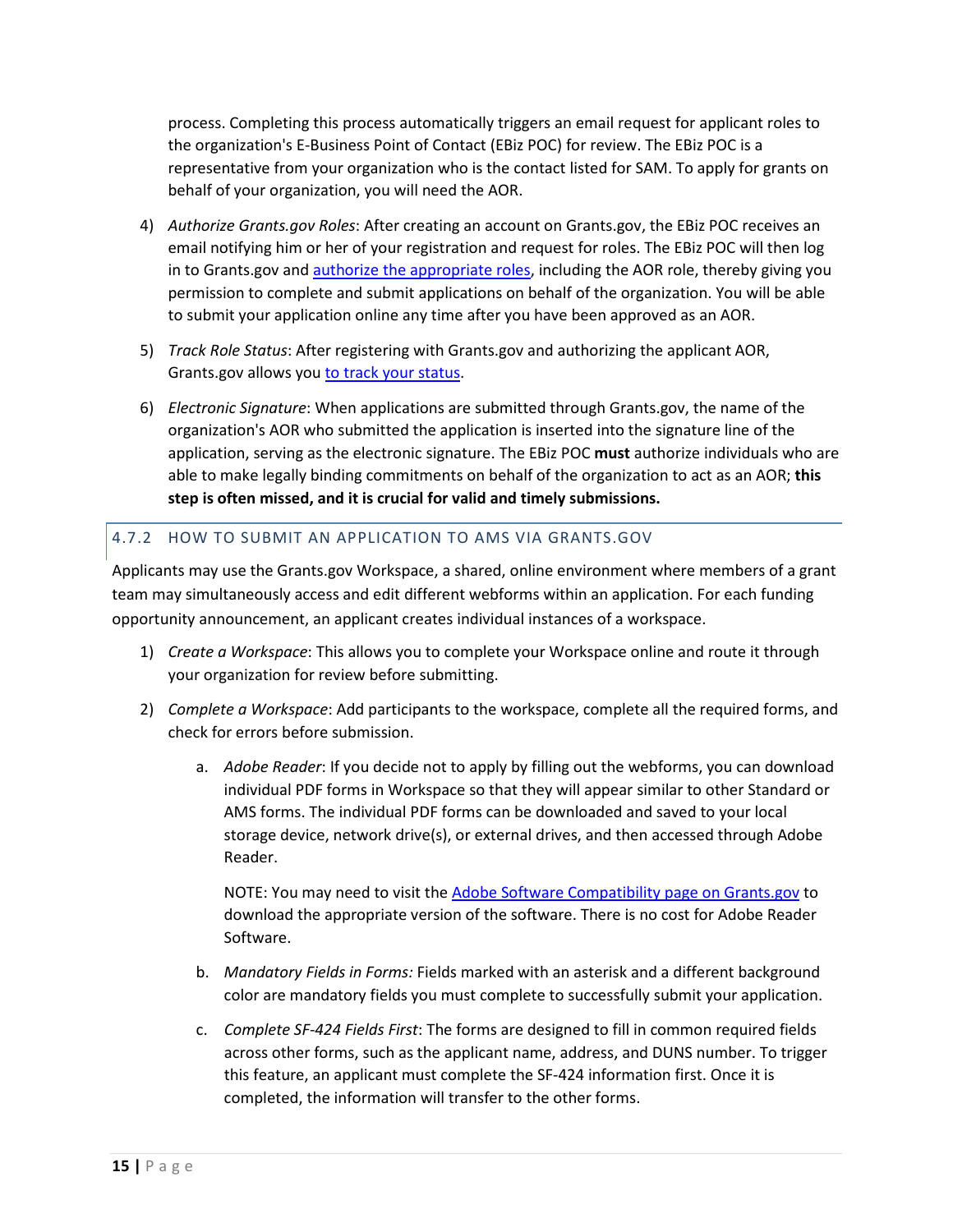process. Completing this process automatically triggers an email request for applicant roles to the organization's E-Business Point of Contact (EBiz POC) for review. The EBiz POC is a representative from your organization who is the contact listed for SAM. To apply for grants on behalf of your organization, you will need the AOR.

4) *Authorize Grants.gov Roles*: After creating an account on Grants.gov, the EBiz POC receives an email notifying him or her of your registration and request for roles. The EBiz POC will then log in to Grants.gov and authorize the appropriate roles, including the AOR role, thereby giving you permission to complete and submit applications on behalf of the organization. You will be able to submit your application online any time after you have been approved as an AOR.

5) *Track Role Status*: After registering with Grants.gov and authorizing the applicant AOR, Grants.gov allows you to track your status.

6) *Electronic Signature*: When applications are submitted through Grants.gov, the name of the organization's AOR who submitted the application is inserted into the signature line of the application, serving as the electronic signature. The EBiz POC **must** authorize individuals who are able to make legally binding commitments on behalf of the organization to act as an AOR; **this step is often missed, and it is crucial for valid and timely submissions.**

### 4.7.2 HOW TO SUBMIT AN APPLICATION TO AMS VIA GRANTS.GOV

Applicants may use the Grants.gov Workspace, a shared, online environment where members of a grant team may simultaneously access and edit different webforms within an application. For each funding opportunity announcement, an applicant creates individual instances of a workspace.

1) *Create a Workspace*: This allows you to complete your Workspace online and route it through your organization for review before submitting.

2) *Complete a Workspace*: Add participants to the workspace, complete all the required forms, and check for errors before submission.

   a. *Adobe Reader*: If you decide not to apply by filling out the webforms, you can download individual PDF forms in Workspace so that they will appear similar to other Standard or AMS forms. The individual PDF forms can be downloaded and saved to your local storage device, network drive(s), or external drives, and then accessed through Adobe Reader.

      NOTE: You may need to visit the Adobe Software Compatibility page on Grants.gov to download the appropriate version of the software. There is no cost for Adobe Reader Software.

   b. *Mandatory Fields in Forms:* Fields marked with an asterisk and a different background color are mandatory fields you must complete to successfully submit your application.

   c. *Complete SF-424 Fields First*: The forms are designed to fill in common required fields across other forms, such as the applicant name, address, and DUNS number. To trigger this feature, an applicant must complete the SF-424 information first. Once it is completed, the information will transfer to the other forms.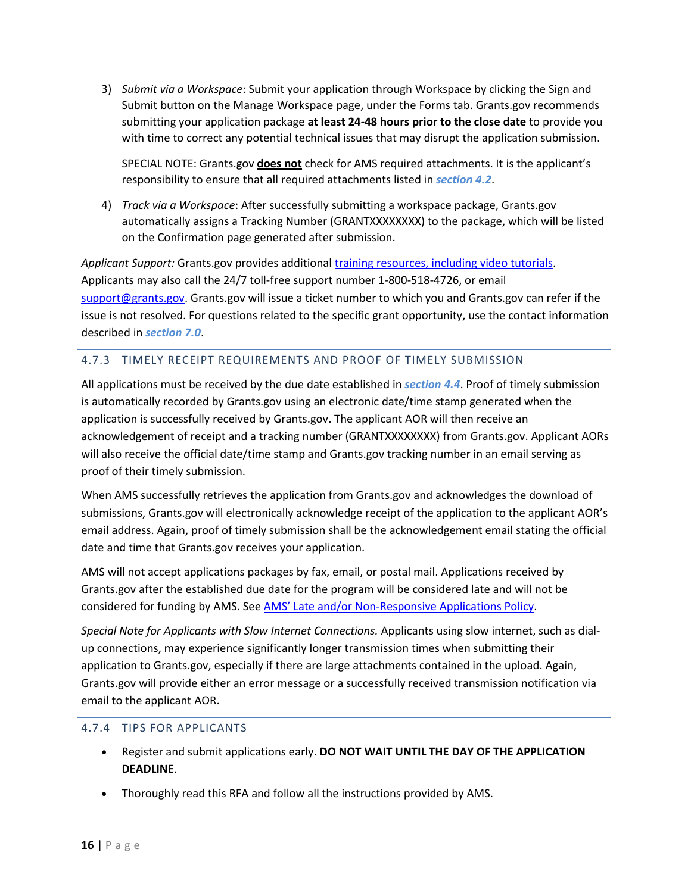3) *Submit via a Workspace*: Submit your application through Workspace by clicking the Sign and Submit button on the Manage Workspace page, under the Forms tab. Grants.gov recommends submitting your application package **at least 24-48 hours prior to the close date** to provide you with time to correct any potential technical issues that may disrupt the application submission.

   SPECIAL NOTE: Grants.gov **does not** check for AMS required attachments. It is the applicant's responsibility to ensure that all required attachments listed in ***section 4.2***.

4) *Track via a Workspace*: After successfully submitting a workspace package, Grants.gov automatically assigns a Tracking Number (GRANTXXXXXXXX) to the package, which will be listed on the Confirmation page generated after submission.

*Applicant Support:* Grants.gov provides additional [training resources, including video tutorials](). Applicants may also call the 24/7 toll-free support number 1-800-518-4726, or email [support@grants.gov](mailto:support@grants.gov). Grants.gov will issue a ticket number to which you and Grants.gov can refer if the issue is not resolved. For questions related to the specific grant opportunity, use the contact information described in ***section 7.0***.

### 4.7.3 TIMELY RECEIPT REQUIREMENTS AND PROOF OF TIMELY SUBMISSION

All applications must be received by the due date established in ***section 4.4***. Proof of timely submission is automatically recorded by Grants.gov using an electronic date/time stamp generated when the application is successfully received by Grants.gov. The applicant AOR will then receive an acknowledgement of receipt and a tracking number (GRANTXXXXXXXX) from Grants.gov. Applicant AORs will also receive the official date/time stamp and Grants.gov tracking number in an email serving as proof of their timely submission.

When AMS successfully retrieves the application from Grants.gov and acknowledges the download of submissions, Grants.gov will electronically acknowledge receipt of the application to the applicant AOR's email address. Again, proof of timely submission shall be the acknowledgement email stating the official date and time that Grants.gov receives your application.

AMS will not accept applications packages by fax, email, or postal mail. Applications received by Grants.gov after the established due date for the program will be considered late and will not be considered for funding by AMS. See [AMS' Late and/or Non-Responsive Applications Policy]().

*Special Note for Applicants with Slow Internet Connections.* Applicants using slow internet, such as dial-up connections, may experience significantly longer transmission times when submitting their application to Grants.gov, especially if there are large attachments contained in the upload. Again, Grants.gov will provide either an error message or a successfully received transmission notification via email to the applicant AOR.

### 4.7.4 TIPS FOR APPLICANTS

- Register and submit applications early. **DO NOT WAIT UNTIL THE DAY OF THE APPLICATION DEADLINE**.
- Thoroughly read this RFA and follow all the instructions provided by AMS.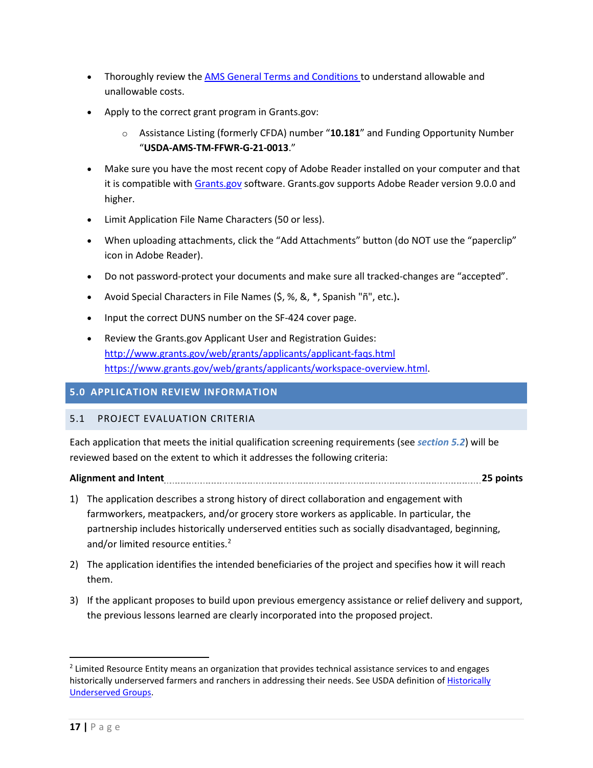- Thoroughly review the [AMS General Terms and Conditions ](#)to understand allowable and unallowable costs.
- Apply to the correct grant program in Grants.gov:
    - Assistance Listing (formerly CFDA) number "**10.181**" and Funding Opportunity Number "**USDA-AMS-TM-FFWR-G-21-0013**."
- Make sure you have the most recent copy of Adobe Reader installed on your computer and that it is compatible with [Grants.gov](#) software. Grants.gov supports Adobe Reader version 9.0.0 and higher.
- Limit Application File Name Characters (50 or less).
- When uploading attachments, click the "Add Attachments" button (do NOT use the "paperclip" icon in Adobe Reader).
- Do not password-protect your documents and make sure all tracked-changes are "accepted".
- Avoid Special Characters in File Names ($, %, &, *, Spanish "ñ", etc.)**.**
- Input the correct DUNS number on the SF-424 cover page.
- Review the Grants.gov Applicant User and Registration Guides:
  http://www.grants.gov/web/grants/applicants/applicant-faqs.html
  https://www.grants.gov/web/grants/applicants/workspace-overview.html.

## 5.0 APPLICATION REVIEW INFORMATION

### 5.1 PROJECT EVALUATION CRITERIA

Each application that meets the initial qualification screening requirements (see ***section 5.2***) will be reviewed based on the extent to which it addresses the following criteria:

**Alignment and Intent** .................................................................................................. **25 points**

1) The application describes a strong history of direct collaboration and engagement with farmworkers, meatpackers, and/or grocery store workers as applicable. In particular, the partnership includes historically underserved entities such as socially disadvantaged, beginning, and/or limited resource entities.[2]
2) The application identifies the intended beneficiaries of the project and specifies how it will reach them.
3) If the applicant proposes to build upon previous emergency assistance or relief delivery and support, the previous lessons learned are clearly incorporated into the proposed project.

---

[2] Limited Resource Entity means an organization that provides technical assistance services to and engages historically underserved farmers and ranchers in addressing their needs. See USDA definition of [Historically Underserved Groups](#).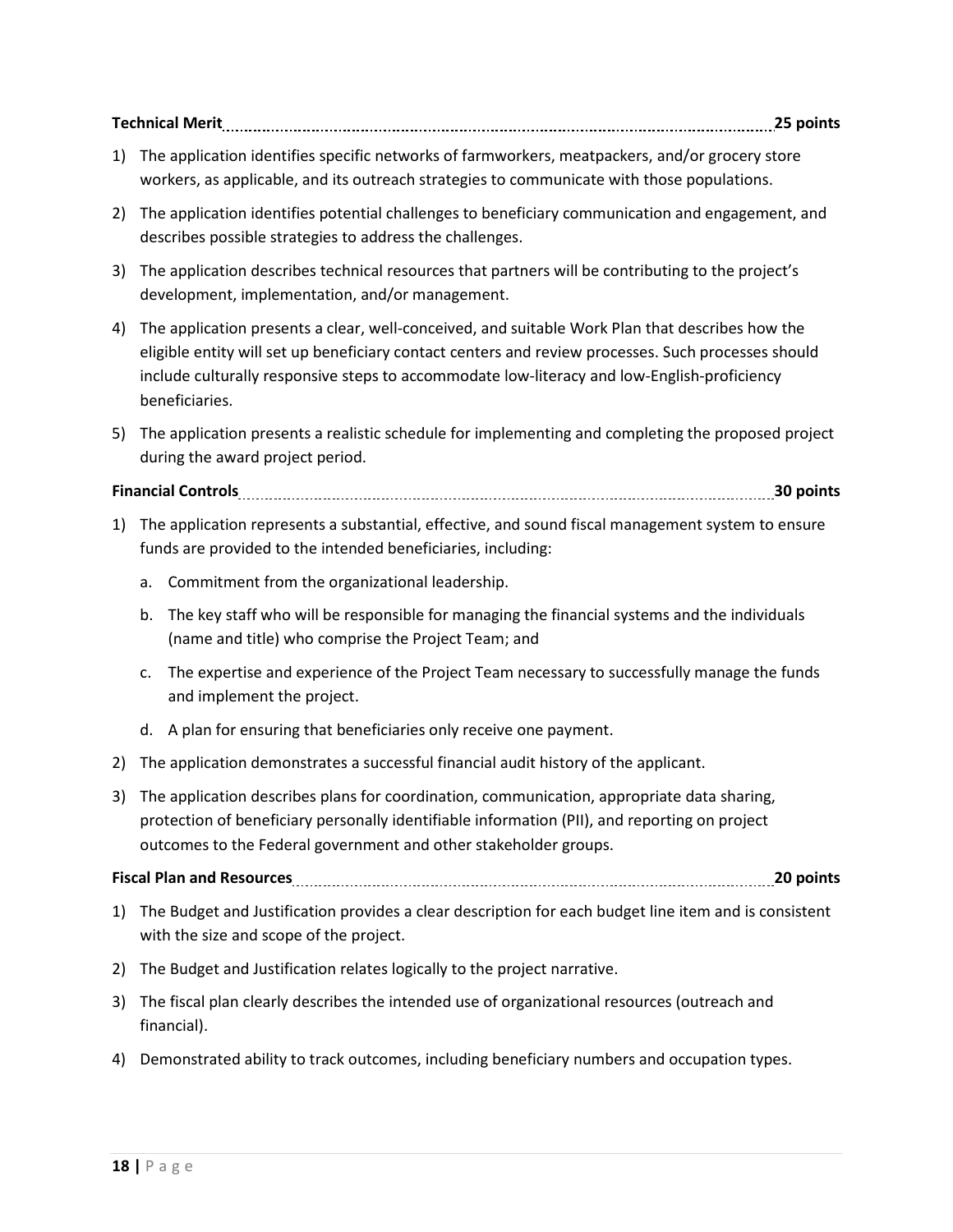**Technical Merit ........................................................................................................................ 25 points**

1) The application identifies specific networks of farmworkers, meatpackers, and/or grocery store workers, as applicable, and its outreach strategies to communicate with those populations.
2) The application identifies potential challenges to beneficiary communication and engagement, and describes possible strategies to address the challenges.
3) The application describes technical resources that partners will be contributing to the project's development, implementation, and/or management.
4) The application presents a clear, well-conceived, and suitable Work Plan that describes how the eligible entity will set up beneficiary contact centers and review processes. Such processes should include culturally responsive steps to accommodate low-literacy and low-English-proficiency beneficiaries.
5) The application presents a realistic schedule for implementing and completing the proposed project during the award project period.

**Financial Controls .................................................................................................................... 30 points**

1) The application represents a substantial, effective, and sound fiscal management system to ensure funds are provided to the intended beneficiaries, including:
   a. Commitment from the organizational leadership.
   b. The key staff who will be responsible for managing the financial systems and the individuals (name and title) who comprise the Project Team; and
   c. The expertise and experience of the Project Team necessary to successfully manage the funds and implement the project.
   d. A plan for ensuring that beneficiaries only receive one payment.
2) The application demonstrates a successful financial audit history of the applicant.
3) The application describes plans for coordination, communication, appropriate data sharing, protection of beneficiary personally identifiable information (PII), and reporting on project outcomes to the Federal government and other stakeholder groups.

**Fiscal Plan and Resources ....................................................................................................... 20 points**

1) The Budget and Justification provides a clear description for each budget line item and is consistent with the size and scope of the project.
2) The Budget and Justification relates logically to the project narrative.
3) The fiscal plan clearly describes the intended use of organizational resources (outreach and financial).
4) Demonstrated ability to track outcomes, including beneficiary numbers and occupation types.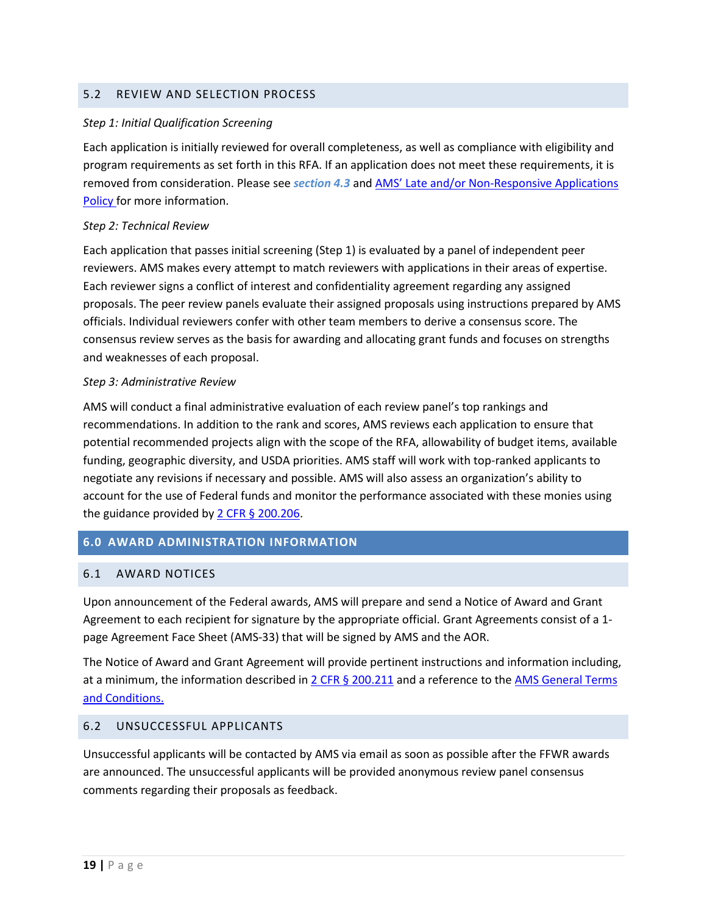### 5.2 REVIEW AND SELECTION PROCESS

*Step 1: Initial Qualification Screening*

Each application is initially reviewed for overall completeness, as well as compliance with eligibility and program requirements as set forth in this RFA. If an application does not meet these requirements, it is removed from consideration. Please see ***section 4.3*** and AMS' Late and/or Non-Responsive Applications Policy for more information.

*Step 2: Technical Review*

Each application that passes initial screening (Step 1) is evaluated by a panel of independent peer reviewers. AMS makes every attempt to match reviewers with applications in their areas of expertise. Each reviewer signs a conflict of interest and confidentiality agreement regarding any assigned proposals. The peer review panels evaluate their assigned proposals using instructions prepared by AMS officials. Individual reviewers confer with other team members to derive a consensus score. The consensus review serves as the basis for awarding and allocating grant funds and focuses on strengths and weaknesses of each proposal.

*Step 3: Administrative Review*

AMS will conduct a final administrative evaluation of each review panel's top rankings and recommendations. In addition to the rank and scores, AMS reviews each application to ensure that potential recommended projects align with the scope of the RFA, allowability of budget items, available funding, geographic diversity, and USDA priorities. AMS staff will work with top-ranked applicants to negotiate any revisions if necessary and possible. AMS will also assess an organization's ability to account for the use of Federal funds and monitor the performance associated with these monies using the guidance provided by 2 CFR § 200.206.

## 6.0 AWARD ADMINISTRATION INFORMATION

### 6.1 AWARD NOTICES

Upon announcement of the Federal awards, AMS will prepare and send a Notice of Award and Grant Agreement to each recipient for signature by the appropriate official. Grant Agreements consist of a 1-page Agreement Face Sheet (AMS-33) that will be signed by AMS and the AOR.

The Notice of Award and Grant Agreement will provide pertinent instructions and information including, at a minimum, the information described in 2 CFR § 200.211 and a reference to the AMS General Terms and Conditions.

### 6.2 UNSUCCESSFUL APPLICANTS

Unsuccessful applicants will be contacted by AMS via email as soon as possible after the FFWR awards are announced. The unsuccessful applicants will be provided anonymous review panel consensus comments regarding their proposals as feedback.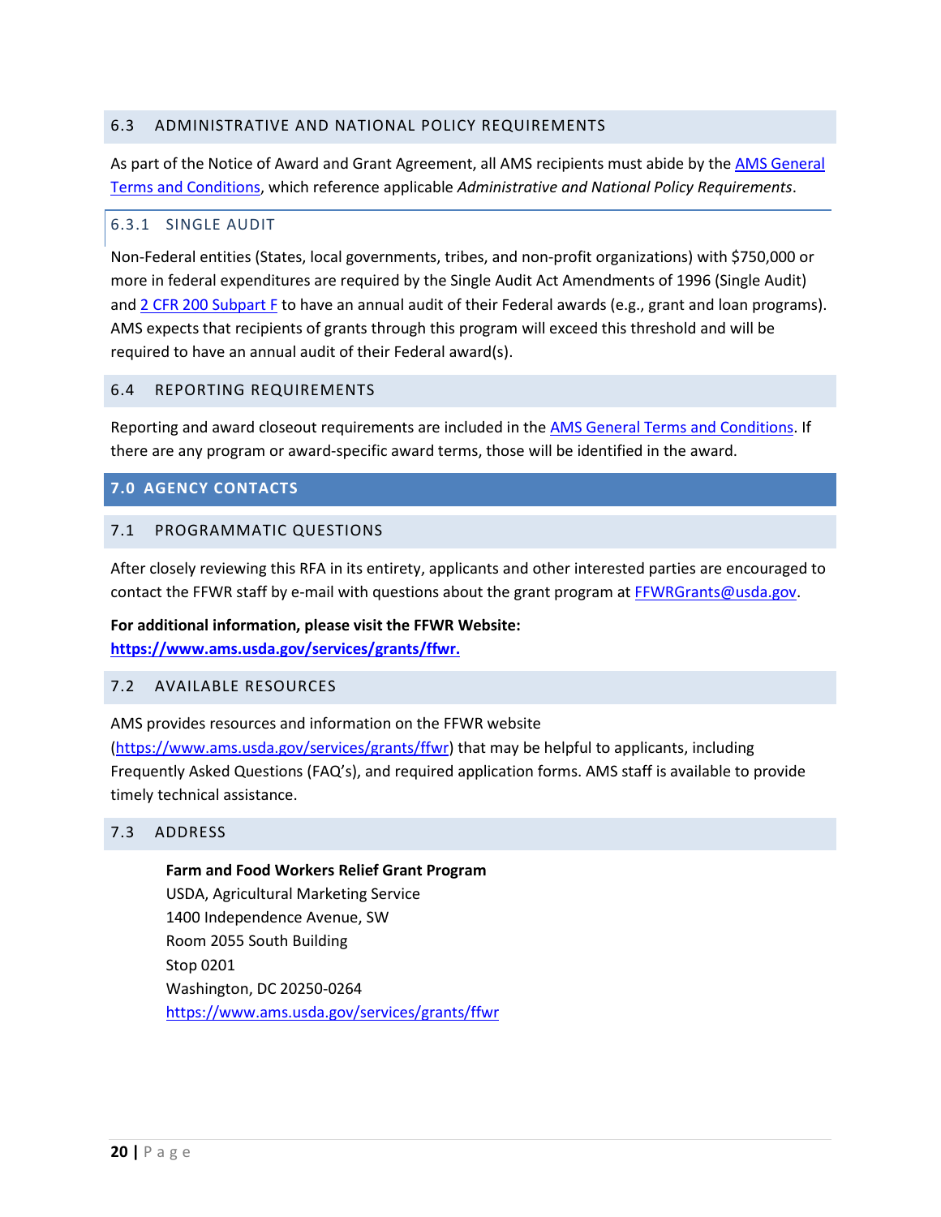### 6.3 ADMINISTRATIVE AND NATIONAL POLICY REQUIREMENTS

As part of the Notice of Award and Grant Agreement, all AMS recipients must abide by the [AMS General Terms and Conditions](), which reference applicable *Administrative and National Policy Requirements*.

#### 6.3.1 SINGLE AUDIT

Non-Federal entities (States, local governments, tribes, and non-profit organizations) with $750,000 or more in federal expenditures are required by the Single Audit Act Amendments of 1996 (Single Audit) and [2 CFR 200 Subpart F]() to have an annual audit of their Federal awards (e.g., grant and loan programs). AMS expects that recipients of grants through this program will exceed this threshold and will be required to have an annual audit of their Federal award(s).

### 6.4 REPORTING REQUIREMENTS

Reporting and award closeout requirements are included in the [AMS General Terms and Conditions](). If there are any program or award-specific award terms, those will be identified in the award.

## 7.0 AGENCY CONTACTS

### 7.1 PROGRAMMATIC QUESTIONS

After closely reviewing this RFA in its entirety, applicants and other interested parties are encouraged to contact the FFWR staff by e-mail with questions about the grant program at [FFWRGrants@usda.gov](mailto:FFWRGrants@usda.gov).

**For additional information, please visit the FFWR Website:**
**[https://www.ams.usda.gov/services/grants/ffwr.](https://www.ams.usda.gov/services/grants/ffwr)**

### 7.2 AVAILABLE RESOURCES

AMS provides resources and information on the FFWR website ([https://www.ams.usda.gov/services/grants/ffwr](https://www.ams.usda.gov/services/grants/ffwr)) that may be helpful to applicants, including Frequently Asked Questions (FAQ's), and required application forms. AMS staff is available to provide timely technical assistance.

### 7.3 ADDRESS

**Farm and Food Workers Relief Grant Program**
USDA, Agricultural Marketing Service
1400 Independence Avenue, SW
Room 2055 South Building
Stop 0201
Washington, DC 20250-0264
[https://www.ams.usda.gov/services/grants/ffwr](https://www.ams.usda.gov/services/grants/ffwr)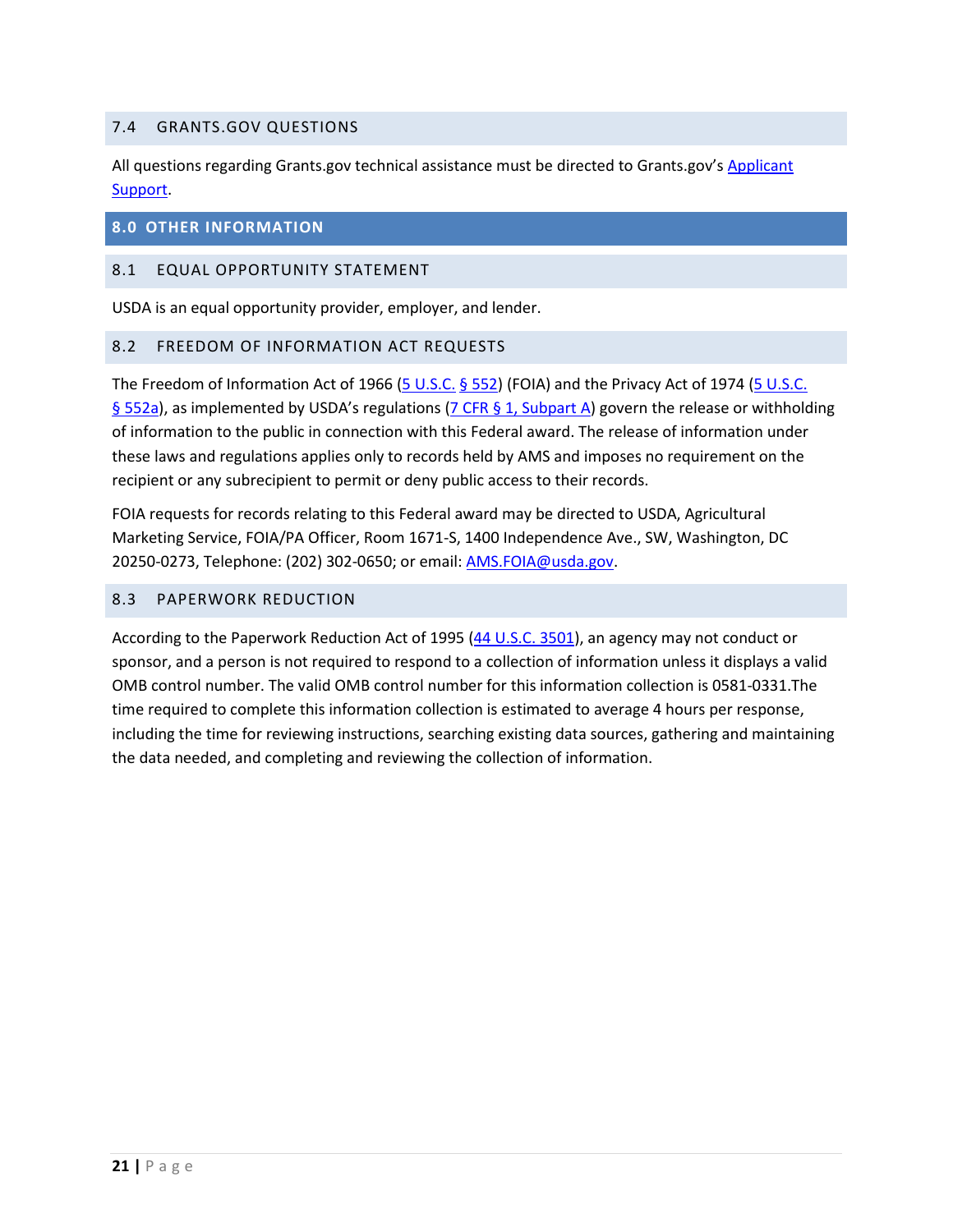### 7.4 GRANTS.GOV QUESTIONS

All questions regarding Grants.gov technical assistance must be directed to Grants.gov's Applicant Support.

## 8.0 OTHER INFORMATION

### 8.1 EQUAL OPPORTUNITY STATEMENT

USDA is an equal opportunity provider, employer, and lender.

### 8.2 FREEDOM OF INFORMATION ACT REQUESTS

The Freedom of Information Act of 1966 (5 U.S.C. § 552) (FOIA) and the Privacy Act of 1974 (5 U.S.C. § 552a), as implemented by USDA's regulations (7 CFR § 1, Subpart A) govern the release or withholding of information to the public in connection with this Federal award. The release of information under these laws and regulations applies only to records held by AMS and imposes no requirement on the recipient or any subrecipient to permit or deny public access to their records.

FOIA requests for records relating to this Federal award may be directed to USDA, Agricultural Marketing Service, FOIA/PA Officer, Room 1671-S, 1400 Independence Ave., SW, Washington, DC 20250-0273, Telephone: (202) 302-0650; or email: AMS.FOIA@usda.gov.

### 8.3 PAPERWORK REDUCTION

According to the Paperwork Reduction Act of 1995 (44 U.S.C. 3501), an agency may not conduct or sponsor, and a person is not required to respond to a collection of information unless it displays a valid OMB control number. The valid OMB control number for this information collection is 0581-0331.The time required to complete this information collection is estimated to average 4 hours per response, including the time for reviewing instructions, searching existing data sources, gathering and maintaining the data needed, and completing and reviewing the collection of information.